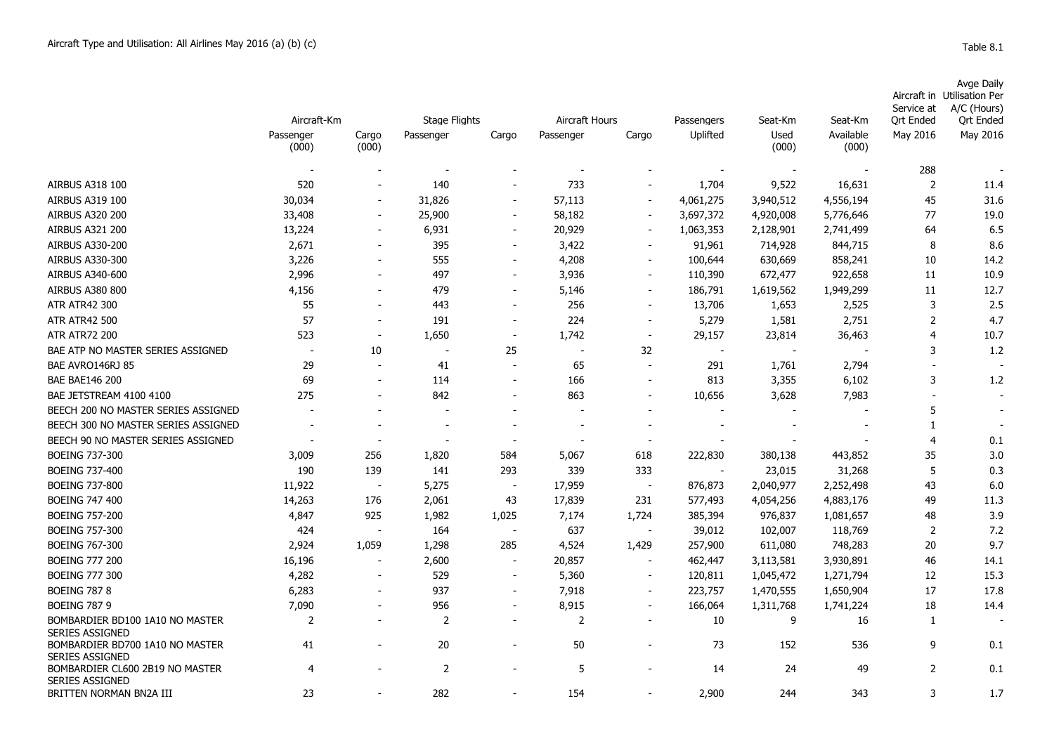Aircraft Type and Utilisation: All Airlines May 2016 (a) (b) (c)

Table 8.1

| | Aircraft-Km | | Stage Flights | | Aircraft Hours | | Passengers | Seat-Km | Seat-Km | Aircraft in Service at Qrt Ended | Avge Daily Utilisation Per A/C (Hours) Qrt Ended |
|---|---|---|---|---|---|---|---|---|---|---|---|
| | Passenger (000) | Cargo (000) | Passenger | Cargo | Passenger | Cargo | Uplifted | Used (000) | Available (000) | May 2016 | May 2016 |
| | - | - | - | - | - | - | - | - | - | 288 | - |
| AIRBUS A318 100 | 520 | - | 140 | - | 733 | - | 1,704 | 9,522 | 16,631 | 2 | 11.4 |
| AIRBUS A319 100 | 30,034 | - | 31,826 | - | 57,113 | - | 4,061,275 | 3,940,512 | 4,556,194 | 45 | 31.6 |
| AIRBUS A320 200 | 33,408 | - | 25,900 | - | 58,182 | - | 3,697,372 | 4,920,008 | 5,776,646 | 77 | 19.0 |
| AIRBUS A321 200 | 13,224 | - | 6,931 | - | 20,929 | - | 1,063,353 | 2,128,901 | 2,741,499 | 64 | 6.5 |
| AIRBUS A330-200 | 2,671 | - | 395 | - | 3,422 | - | 91,961 | 714,928 | 844,715 | 8 | 8.6 |
| AIRBUS A330-300 | 3,226 | - | 555 | - | 4,208 | - | 100,644 | 630,669 | 858,241 | 10 | 14.2 |
| AIRBUS A340-600 | 2,996 | - | 497 | - | 3,936 | - | 110,390 | 672,477 | 922,658 | 11 | 10.9 |
| AIRBUS A380 800 | 4,156 | - | 479 | - | 5,146 | - | 186,791 | 1,619,562 | 1,949,299 | 11 | 12.7 |
| ATR ATR42 300 | 55 | - | 443 | - | 256 | - | 13,706 | 1,653 | 2,525 | 3 | 2.5 |
| ATR ATR42 500 | 57 | - | 191 | - | 224 | - | 5,279 | 1,581 | 2,751 | 2 | 4.7 |
| ATR ATR72 200 | 523 | - | 1,650 | - | 1,742 | - | 29,157 | 23,814 | 36,463 | 4 | 10.7 |
| BAE ATP NO MASTER SERIES ASSIGNED | - | 10 | - | 25 | - | 32 | - | - | - | 3 | 1.2 |
| BAE AVRO146RJ 85 | 29 | - | 41 | - | 65 | - | 291 | 1,761 | 2,794 | - | - |
| BAE BAE146 200 | 69 | - | 114 | - | 166 | - | 813 | 3,355 | 6,102 | 3 | 1.2 |
| BAE JETSTREAM 4100 4100 | 275 | - | 842 | - | 863 | - | 10,656 | 3,628 | 7,983 | - | - |
| BEECH 200 NO MASTER SERIES ASSIGNED | - | - | - | - | - | - | - | - | - | 5 | - |
| BEECH 300 NO MASTER SERIES ASSIGNED | - | - | - | - | - | - | - | - | - | 1 | - |
| BEECH 90 NO MASTER SERIES ASSIGNED | - | - | - | - | - | - | - | - | - | 4 | 0.1 |
| BOEING 737-300 | 3,009 | 256 | 1,820 | 584 | 5,067 | 618 | 222,830 | 380,138 | 443,852 | 35 | 3.0 |
| BOEING 737-400 | 190 | 139 | 141 | 293 | 339 | 333 | - | 23,015 | 31,268 | 5 | 0.3 |
| BOEING 737-800 | 11,922 | - | 5,275 | - | 17,959 | - | 876,873 | 2,040,977 | 2,252,498 | 43 | 6.0 |
| BOEING 747 400 | 14,263 | 176 | 2,061 | 43 | 17,839 | 231 | 577,493 | 4,054,256 | 4,883,176 | 49 | 11.3 |
| BOEING 757-200 | 4,847 | 925 | 1,982 | 1,025 | 7,174 | 1,724 | 385,394 | 976,837 | 1,081,657 | 48 | 3.9 |
| BOEING 757-300 | 424 | - | 164 | - | 637 | - | 39,012 | 102,007 | 118,769 | 2 | 7.2 |
| BOEING 767-300 | 2,924 | 1,059 | 1,298 | 285 | 4,524 | 1,429 | 257,900 | 611,080 | 748,283 | 20 | 9.7 |
| BOEING 777 200 | 16,196 | - | 2,600 | - | 20,857 | - | 462,447 | 3,113,581 | 3,930,891 | 46 | 14.1 |
| BOEING 777 300 | 4,282 | - | 529 | - | 5,360 | - | 120,811 | 1,045,472 | 1,271,794 | 12 | 15.3 |
| BOEING 787 8 | 6,283 | - | 937 | - | 7,918 | - | 223,757 | 1,470,555 | 1,650,904 | 17 | 17.8 |
| BOEING 787 9 | 7,090 | - | 956 | - | 8,915 | - | 166,064 | 1,311,768 | 1,741,224 | 18 | 14.4 |
| BOMBARDIER BD100 1A10 NO MASTER SERIES ASSIGNED | 2 | - | 2 | - | 2 | - | 10 | 9 | 16 | 1 | - |
| BOMBARDIER BD700 1A10 NO MASTER SERIES ASSIGNED | 41 | - | 20 | - | 50 | - | 73 | 152 | 536 | 9 | 0.1 |
| BOMBARDIER CL600 2B19 NO MASTER SERIES ASSIGNED | 4 | - | 2 | - | 5 | - | 14 | 24 | 49 | 2 | 0.1 |
| BRITTEN NORMAN BN2A III | 23 | - | 282 | - | 154 | - | 2,900 | 244 | 343 | 3 | 1.7 |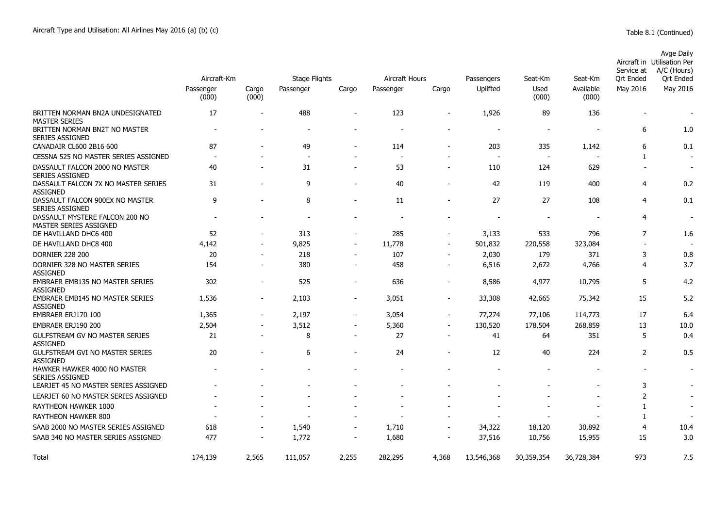Aircraft Type and Utilisation: All Airlines May 2016 (a) (b) (c)

Table 8.1 (Continued)

| | Aircraft-Km | | Stage Flights | | Aircraft Hours | | Passengers | Seat-Km | Seat-Km | Aircraft in Service at Qrt Ended | Avge Daily Utilisation Per A/C (Hours) Qrt Ended |
|---|---|---|---|---|---|---|---|---|---|---|---|
| | Passenger (000) | Cargo (000) | Passenger | Cargo | Passenger | Cargo | Uplifted | Used (000) | Available (000) | May 2016 | May 2016 |
| BRITTEN NORMAN BN2A UNDESIGNATED MASTER SERIES | 17 | - | 488 | - | 123 | - | 1,926 | 89 | 136 | - | - |
| BRITTEN NORMAN BN2T NO MASTER SERIES ASSIGNED | - | - | - | - | - | - | - | - | - | 6 | 1.0 |
| CANADAIR CL600 2B16 600 | 87 | - | 49 | - | 114 | - | 203 | 335 | 1,142 | 6 | 0.1 |
| CESSNA 525 NO MASTER SERIES ASSIGNED | - | - | - | - | - | - | - | - | - | 1 | - |
| DASSAULT FALCON 2000 NO MASTER SERIES ASSIGNED | 40 | - | 31 | - | 53 | - | 110 | 124 | 629 | - | - |
| DASSAULT FALCON 7X NO MASTER SERIES ASSIGNED | 31 | - | 9 | - | 40 | - | 42 | 119 | 400 | 4 | 0.2 |
| DASSAULT FALCON 900EX NO MASTER SERIES ASSIGNED | 9 | - | 8 | - | 11 | - | 27 | 27 | 108 | 4 | 0.1 |
| DASSAULT MYSTERE FALCON 200 NO MASTER SERIES ASSIGNED | - | - | - | - | - | - | - | - | - | 4 | - |
| DE HAVILLAND DHC6 400 | 52 | - | 313 | - | 285 | - | 3,133 | 533 | 796 | 7 | 1.6 |
| DE HAVILLAND DHC8 400 | 4,142 | - | 9,825 | - | 11,778 | - | 501,832 | 220,558 | 323,084 | - | - |
| DORNIER 228 200 | 20 | - | 218 | - | 107 | - | 2,030 | 179 | 371 | 3 | 0.8 |
| DORNIER 328 NO MASTER SERIES ASSIGNED | 154 | - | 380 | - | 458 | - | 6,516 | 2,672 | 4,766 | 4 | 3.7 |
| EMBRAER EMB135 NO MASTER SERIES ASSIGNED | 302 | - | 525 | - | 636 | - | 8,586 | 4,977 | 10,795 | 5 | 4.2 |
| EMBRAER EMB145 NO MASTER SERIES ASSIGNED | 1,536 | - | 2,103 | - | 3,051 | - | 33,308 | 42,665 | 75,342 | 15 | 5.2 |
| EMBRAER ERJ170 100 | 1,365 | - | 2,197 | - | 3,054 | - | 77,274 | 77,106 | 114,773 | 17 | 6.4 |
| EMBRAER ERJ190 200 | 2,504 | - | 3,512 | - | 5,360 | - | 130,520 | 178,504 | 268,859 | 13 | 10.0 |
| GULFSTREAM GV NO MASTER SERIES ASSIGNED | 21 | - | 8 | - | 27 | - | 41 | 64 | 351 | 5 | 0.4 |
| GULFSTREAM GVI NO MASTER SERIES ASSIGNED | 20 | - | 6 | - | 24 | - | 12 | 40 | 224 | 2 | 0.5 |
| HAWKER HAWKER 4000 NO MASTER SERIES ASSIGNED | - | - | - | - | - | - | - | - | - | - | - |
| LEARJET 45 NO MASTER SERIES ASSIGNED | - | - | - | - | - | - | - | - | - | 3 | - |
| LEARJET 60 NO MASTER SERIES ASSIGNED | - | - | - | - | - | - | - | - | - | 2 | - |
| RAYTHEON HAWKER 1000 | - | - | - | - | - | - | - | - | - | 1 | - |
| RAYTHEON HAWKER 800 | - | - | - | - | - | - | - | - | - | 1 | - |
| SAAB 2000 NO MASTER SERIES ASSIGNED | 618 | - | 1,540 | - | 1,710 | - | 34,322 | 18,120 | 30,892 | 4 | 10.4 |
| SAAB 340 NO MASTER SERIES ASSIGNED | 477 | - | 1,772 | - | 1,680 | - | 37,516 | 10,756 | 15,955 | 15 | 3.0 |
| Total | 174,139 | 2,565 | 111,057 | 2,255 | 282,295 | 4,368 | 13,546,368 | 30,359,354 | 36,728,384 | 973 | 7.5 |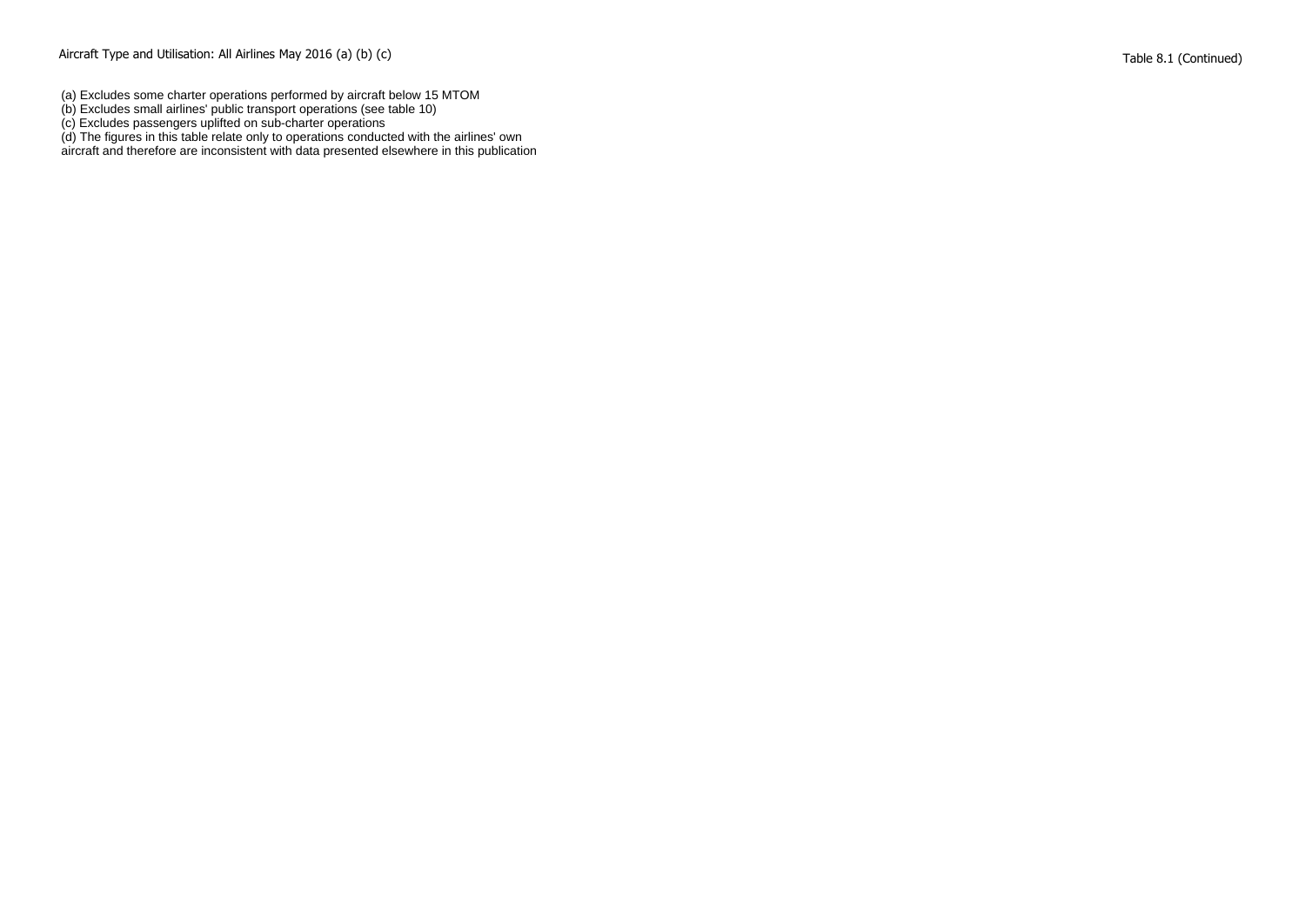Aircraft Type and Utilisation: All Airlines May 2016 (a) (b) (c)

Table 8.1 (Continued)

(a) Excludes some charter operations performed by aircraft below 15 MTOM
(b) Excludes small airlines' public transport operations (see table 10)
(c) Excludes passengers uplifted on sub-charter operations
(d) The figures in this table relate only to operations conducted with the airlines' own aircraft and therefore are inconsistent with data presented elsewhere in this publication